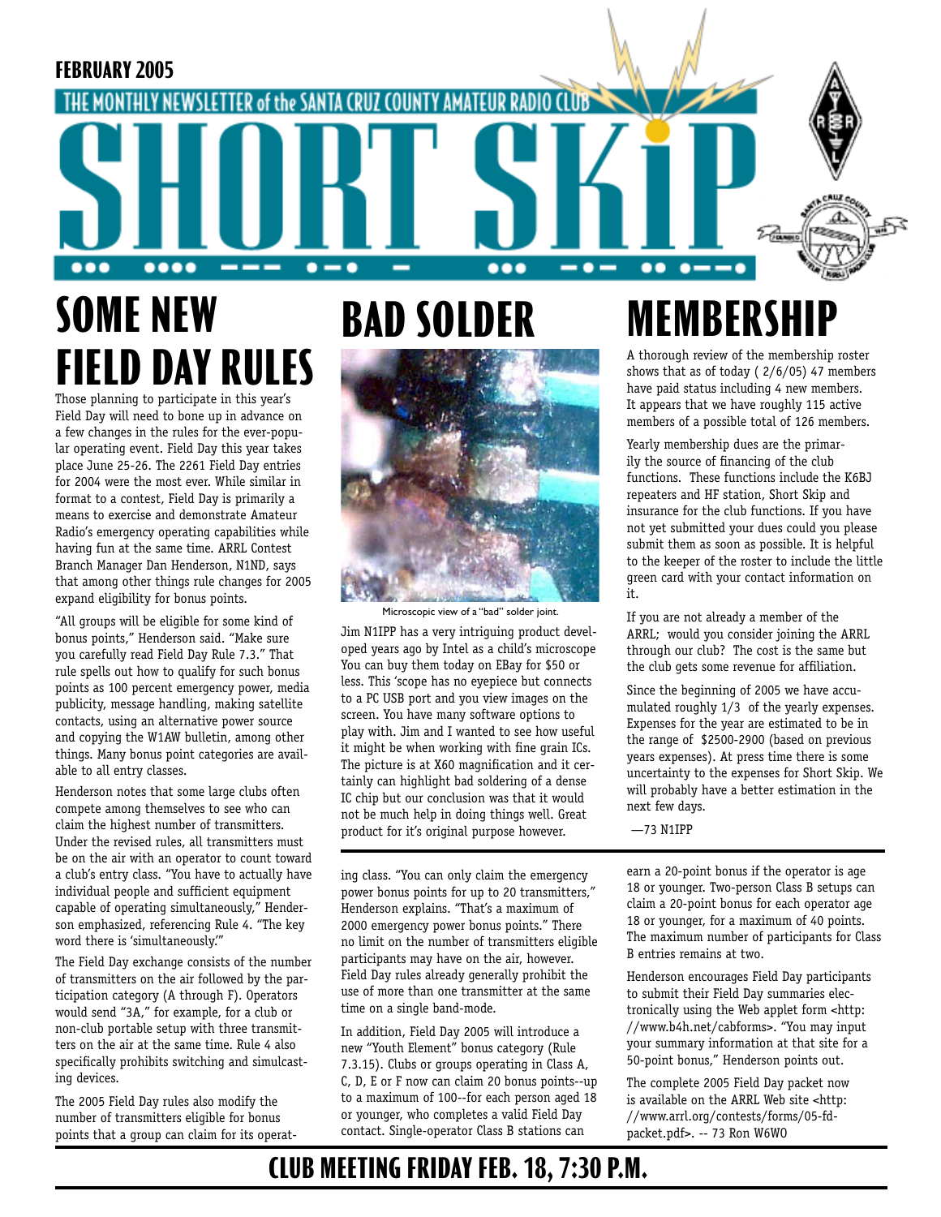FEBRUARY 2005

THE MONTHLY NEWSLETTER of the SANTA CRUZ COUNTY AMATEUR RADIO CLUB

# SHORT SKIP

## SOME NEW FIELD DAY RULES

Those planning to participate in this year's Field Day will need to bone up in advance on a few changes in the rules for the ever-popular operating event. Field Day this year takes place June 25-26. The 2261 Field Day entries for 2004 were the most ever. While similar in format to a contest, Field Day is primarily a means to exercise and demonstrate Amateur Radio's emergency operating capabilities while having fun at the same time. ARRL Contest Branch Manager Dan Henderson, N1ND, says that among other things rule changes for 2005 expand eligibility for bonus points.

"All groups will be eligible for some kind of bonus points," Henderson said. "Make sure you carefully read Field Day Rule 7.3." That rule spells out how to qualify for such bonus points as 100 percent emergency power, media publicity, message handling, making satellite contacts, using an alternative power source and copying the W1AW bulletin, among other things. Many bonus point categories are available to all entry classes.

Henderson notes that some large clubs often compete among themselves to see who can claim the highest number of transmitters. Under the revised rules, all transmitters must be on the air with an operator to count toward a club's entry class. "You have to actually have individual people and sufficient equipment capable of operating simultaneously," Henderson emphasized, referencing Rule 4. "The key word there is 'simultaneously.'"

The Field Day exchange consists of the number of transmitters on the air followed by the participation category (A through F). Operators would send "3A," for example, for a club or non-club portable setup with three transmitters on the air at the same time. Rule 4 also specifically prohibits switching and simulcasting devices.

The 2005 Field Day rules also modify the number of transmitters eligible for bonus points that a group can claim for its operating class. "You can only claim the emergency power bonus points for up to 20 transmitters," Henderson explains. "That's a maximum of 2000 emergency power bonus points." There no limit on the number of transmitters eligible participants may have on the air, however. Field Day rules already generally prohibit the use of more than one transmitter at the same time on a single band-mode.

In addition, Field Day 2005 will introduce a new "Youth Element" bonus category (Rule 7.3.15). Clubs or groups operating in Class A, C, D, E or F now can claim 20 bonus points--up to a maximum of 100--for each person aged 18 or younger, who completes a valid Field Day contact. Single-operator Class B stations can earn a 20-point bonus if the operator is age 18 or younger. Two-person Class B setups can claim a 20-point bonus for each operator age 18 or younger, for a maximum of 40 points. The maximum number of participants for Class B entries remains at two.

Henderson encourages Field Day participants to submit their Field Day summaries electronically using the Web applet form <http://www.b4h.net/cabforms>. "You may input your summary information at that site for a 50-point bonus," Henderson points out.

The complete 2005 Field Day packet now is available on the ARRL Web site <http://www.arrl.org/contests/forms/05-fd-packet.pdf>. -- 73 Ron W6WO

## BAD SOLDER

Microscopic view of a "bad" solder joint.

Jim N1IPP has a very intriguing product developed years ago by Intel as a child's microscope You can buy them today on EBay for $50 or less. This 'scope has no eyepiece but connects to a PC USB port and you view images on the screen. You have many software options to play with. Jim and I wanted to see how useful it might be when working with fine grain ICs. The picture is at X60 magnification and it certainly can highlight bad soldering of a dense IC chip but our conclusion was that it would not be much help in doing things well. Great product for it's original purpose however.

## MEMBERSHIP

A thorough review of the membership roster shows that as of today ( 2/6/05) 47 members have paid status including 4 new members. It appears that we have roughly 115 active members of a possible total of 126 members.

Yearly membership dues are the primarily the source of financing of the club functions. These functions include the K6BJ repeaters and HF station, Short Skip and insurance for the club functions. If you have not yet submitted your dues could you please submit them as soon as possible. It is helpful to the keeper of the roster to include the little green card with your contact information on it.

If you are not already a member of the ARRL; would you consider joining the ARRL through our club? The cost is the same but the club gets some revenue for affiliation.

Since the beginning of 2005 we have accumulated roughly 1/3 of the yearly expenses. Expenses for the year are estimated to be in the range of $2500-2900 (based on previous years expenses). At press time there is some uncertainty to the expenses for Short Skip. We will probably have a better estimation in the next few days.

—73 N1IPP

**CLUB MEETING FRIDAY FEB. 18, 7:30 P.M.**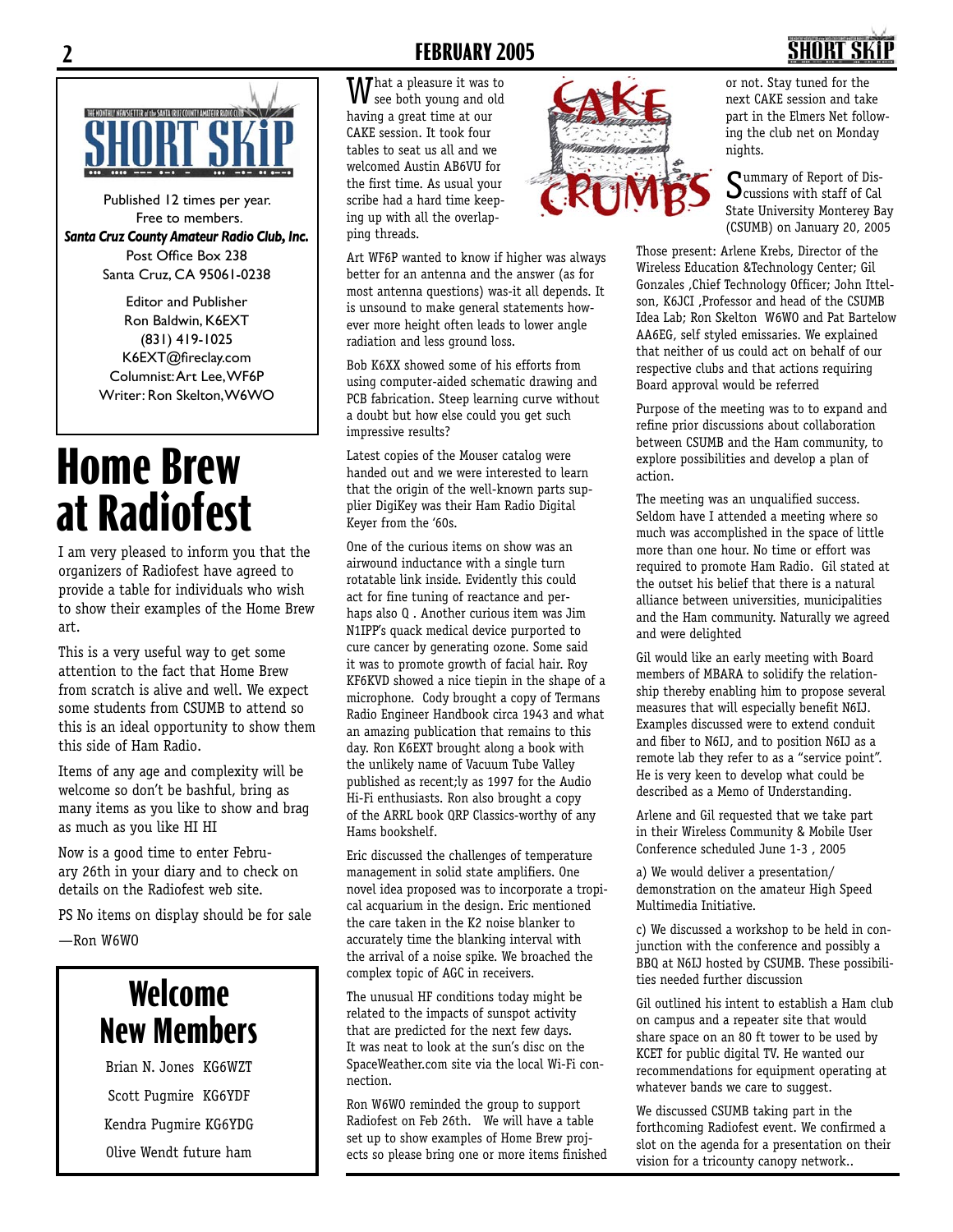Published 12 times per year.
Free to members.
***Santa Cruz County Amateur Radio Club, Inc.***
Post Office Box 238
Santa Cruz, CA 95061-0238

Editor and Publisher
Ron Baldwin, K6EXT
(831) 419-1025
K6EXT@fireclay.com
Columnist: Art Lee, WF6P
Writer: Ron Skelton, W6WO

# Home Brew at Radiofest

I am very pleased to inform you that the organizers of Radiofest have agreed to provide a table for individuals who wish to show their examples of the Home Brew art.

This is a very useful way to get some attention to the fact that Home Brew from scratch is alive and well. We expect some students from CSUMB to attend so this is an ideal opportunity to show them this side of Ham Radio.

Items of any age and complexity will be welcome so don't be bashful, bring as many items as you like to show and brag as much as you like HI HI

Now is a good time to enter February 26th in your diary and to check on details on the Radiofest web site.

PS No items on display should be for sale

—Ron W6WO

## Welcome New Members

Brian N. Jones KG6WZT

Scott Pugmire KG6YDF

Kendra Pugmire KG6YDG

Olive Wendt future ham

# CAKE CRUMBS

What a pleasure it was to see both young and old having a great time at our CAKE session. It took four tables to seat us all and we welcomed Austin AB6VU for the first time. As usual your scribe had a hard time keeping up with all the overlapping threads.

Art WF6P wanted to know if higher was always better for an antenna and the answer (as for most antenna questions) was-it all depends. It is unsound to make general statements however more height often leads to lower angle radiation and less ground loss.

Bob K6XX showed some of his efforts from using computer-aided schematic drawing and PCB fabrication. Steep learning curve without a doubt but how else could you get such impressive results?

Latest copies of the Mouser catalog were handed out and we were interested to learn that the origin of the well-known parts supplier DigiKey was their Ham Radio Digital Keyer from the '60s.

One of the curious items on show was an airwound inductance with a single turn rotatable link inside. Evidently this could act for fine tuning of reactance and perhaps also Q . Another curious item was Jim N1IPP's quack medical device purported to cure cancer by generating ozone. Some said it was to promote growth of facial hair. Roy KF6KVD showed a nice tiepin in the shape of a microphone. Cody brought a copy of Termans Radio Engineer Handbook circa 1943 and what an amazing publication that remains to this day. Ron K6EXT brought along a book with the unlikely name of Vacuum Tube Valley published as recent;ly as 1997 for the Audio Hi-Fi enthusiasts. Ron also brought a copy of the ARRL book QRP Classics-worthy of any Hams bookshelf.

Eric discussed the challenges of temperature management in solid state amplifiers. One novel idea proposed was to incorporate a tropical acquarium in the design. Eric mentioned the care taken in the K2 noise blanker to accurately time the blanking interval with the arrival of a noise spike. We broached the complex topic of AGC in receivers.

The unusual HF conditions today might be related to the impacts of sunspot activity that are predicted for the next few days. It was neat to look at the sun's disc on the SpaceWeather.com site via the local Wi-Fi connection.

Ron W6WO reminded the group to support Radiofest on Feb 26th. We will have a table set up to show examples of Home Brew projects so please bring one or more items finished or not. Stay tuned for the next CAKE session and take part in the Elmers Net following the club net on Monday nights.

Summary of Report of Discussions with staff of Cal State University Monterey Bay (CSUMB) on January 20, 2005

Those present: Arlene Krebs, Director of the Wireless Education &Technology Center; Gil Gonzales ,Chief Technology Officer; John Ittelson, K6JCI ,Professor and head of the CSUMB Idea Lab; Ron Skelton W6WO and Pat Bartelow AA6EG, self styled emissaries. We explained that neither of us could act on behalf of our respective clubs and that actions requiring Board approval would be referred

Purpose of the meeting was to to expand and refine prior discussions about collaboration between CSUMB and the Ham community, to explore possibilities and develop a plan of action.

The meeting was an unqualified success. Seldom have I attended a meeting where so much was accomplished in the space of little more than one hour. No time or effort was required to promote Ham Radio. Gil stated at the outset his belief that there is a natural alliance between universities, municipalities and the Ham community. Naturally we agreed and were delighted

Gil would like an early meeting with Board members of MBARA to solidify the relationship thereby enabling him to propose several measures that will especially benefit N6IJ. Examples discussed were to extend conduit and fiber to N6IJ, and to position N6IJ as a remote lab they refer to as a "service point". He is very keen to develop what could be described as a Memo of Understanding.

Arlene and Gil requested that we take part in their Wireless Community & Mobile User Conference scheduled June 1-3 , 2005

a) We would deliver a presentation/ demonstration on the amateur High Speed Multimedia Initiative.

c) We discussed a workshop to be held in conjunction with the conference and possibly a BBQ at N6IJ hosted by CSUMB. These possibilities needed further discussion

Gil outlined his intent to establish a Ham club on campus and a repeater site that would share space on an 80 ft tower to be used by KCET for public digital TV. He wanted our recommendations for equipment operating at whatever bands we care to suggest.

We discussed CSUMB taking part in the forthcoming Radiofest event. We confirmed a slot on the agenda for a presentation on their vision for a tricounty canopy network..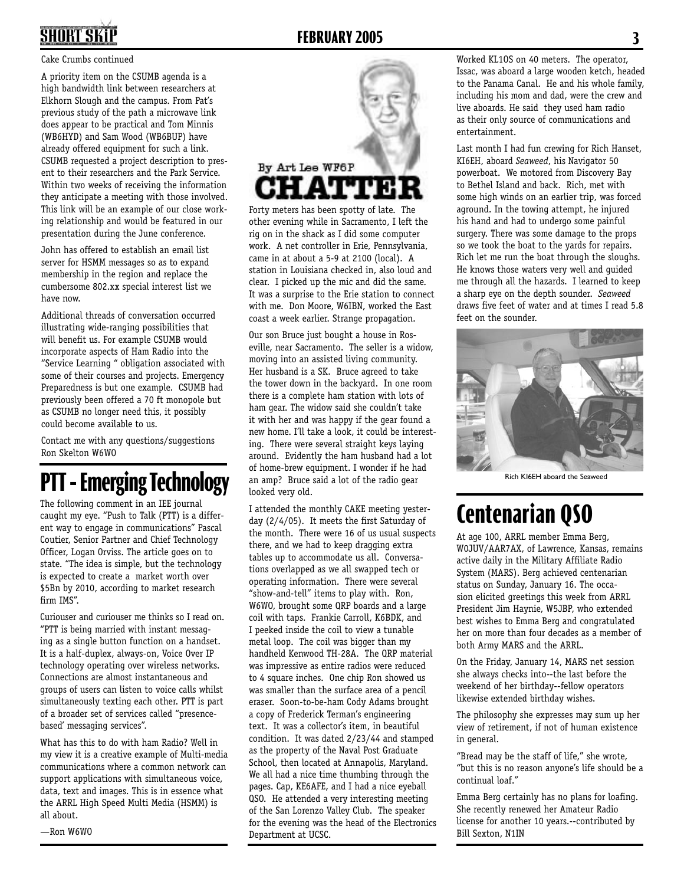Cake Crumbs continued

A priority item on the CSUMB agenda is a high bandwidth link between researchers at Elkhorn Slough and the campus. From Pat's previous study of the path a microwave link does appear to be practical and Tom Minnis (WB6HYD) and Sam Wood (WB6BUP) have already offered equipment for such a link. CSUMB requested a project description to present to their researchers and the Park Service. Within two weeks of receiving the information they anticipate a meeting with those involved. This link will be an example of our close working relationship and would be featured in our presentation during the June conference.

John has offered to establish an email list server for HSMM messages so as to expand membership in the region and replace the cumbersome 802.xx special interest list we have now.

Additional threads of conversation occurred illustrating wide-ranging possibilities that will benefit us. For example CSUMB would incorporate aspects of Ham Radio into the "Service Learning " obligation associated with some of their courses and projects. Emergency Preparedness is but one example. CSUMB had previously been offered a 70 ft monopole but as CSUMB no longer need this, it possibly could become available to us.

Contact me with any questions/suggestions
Ron Skelton W6WO

# PTT - Emerging Technology

The following comment in an IEE journal caught my eye. "Push to Talk (PTT) is a different way to engage in communications" Pascal Coutier, Senior Partner and Chief Technology Officer, Logan Orviss. The article goes on to state. "The idea is simple, but the technology is expected to create a market worth over $5Bn by 2010, according to market research firm IMS".

Curiouser and curiouser me thinks so I read on. "PTT is being married with instant messaging as a single button function on a handset. It is a half-duplex, always-on, Voice Over IP technology operating over wireless networks. Connections are almost instantaneous and groups of users can listen to voice calls whilst simultaneously texting each other. PTT is part of a broader set of services called "presence-based' messaging services".

What has this to do with ham Radio? Well in my view it is a creative example of Multi-media communications where a common network can support applications with simultaneous voice, data, text and images. This is in essence what the ARRL High Speed Multi Media (HSMM) is all about.

—Ron W6WO

# CHATTER

By Art Lee WF6P

Forty meters has been spotty of late. The other evening while in Sacramento, I left the rig on in the shack as I did some computer work. A net controller in Erie, Pennsylvania, came in at about a 5-9 at 2100 (local). A station in Louisiana checked in, also loud and clear. I picked up the mic and did the same. It was a surprise to the Erie station to connect with me. Don Moore, W6IBN, worked the East coast a week earlier. Strange propagation.

Our son Bruce just bought a house in Roseville, near Sacramento. The seller is a widow, moving into an assisted living community. Her husband is a SK. Bruce agreed to take the tower down in the backyard. In one room there is a complete ham station with lots of ham gear. The widow said she couldn't take it with her and was happy if the gear found a new home. I'll take a look, it could be interesting. There were several straight keys laying around. Evidently the ham husband had a lot of home-brew equipment. I wonder if he had an amp? Bruce said a lot of the radio gear looked very old.

I attended the monthly CAKE meeting yesterday (2/4/05). It meets the first Saturday of the month. There were 16 of us usual suspects there, and we had to keep dragging extra tables up to accommodate us all. Conversations overlapped as we all swapped tech or operating information. There were several "show-and-tell" items to play with. Ron, W6WO, brought some QRP boards and a large coil with taps. Frankie Carroll, K6BDK, and I peeked inside the coil to view a tunable metal loop. The coil was bigger than my handheld Kenwood TH-28A. The QRP material was impressive as entire radios were reduced to 4 square inches. One chip Ron showed us was smaller than the surface area of a pencil eraser. Soon-to-be-ham Cody Adams brought a copy of Frederick Terman's engineering text. It was a collector's item, in beautiful condition. It was dated 2/23/44 and stamped as the property of the Naval Post Graduate School, then located at Annapolis, Maryland. We all had a nice time thumbing through the pages. Cap, KE6AFE, and I had a nice eyeball QSO. He attended a very interesting meeting of the San Lorenzo Valley Club. The speaker for the evening was the head of the Electronics Department at UCSC.

Worked KL10S on 40 meters. The operator, Issac, was aboard a large wooden ketch, headed to the Panama Canal. He and his whole family, including his mom and dad, were the crew and live aboards. He said they used ham radio as their only source of communications and entertainment.

Last month I had fun crewing for Rich Hanset, KI6EH, aboard *Seaweed*, his Navigator 50 powerboat. We motored from Discovery Bay to Bethel Island and back. Rich, met with some high winds on an earlier trip, was forced aground. In the towing attempt, he injured his hand and had to undergo some painful surgery. There was some damage to the props so we took the boat to the yards for repairs. Rich let me run the boat through the sloughs. He knows those waters very well and guided me through all the hazards. I learned to keep a sharp eye on the depth sounder. *Seaweed* draws five feet of water and at times I read 5.8 feet on the sounder.

Rich KI6EH aboard the Seaweed

# Centenarian QSO

At age 100, ARRL member Emma Berg, W0JUV/AAR7AX, of Lawrence, Kansas, remains active daily in the Military Affiliate Radio System (MARS). Berg achieved centenarian status on Sunday, January 16. The occasion elicited greetings this week from ARRL President Jim Haynie, W5JBP, who extended best wishes to Emma Berg and congratulated her on more than four decades as a member of both Army MARS and the ARRL.

On the Friday, January 14, MARS net session she always checks into--the last before the weekend of her birthday--fellow operators likewise extended birthday wishes.

The philosophy she expresses may sum up her view of retirement, if not of human existence in general.

"Bread may be the staff of life," she wrote, "but this is no reason anyone's life should be a continual loaf."

Emma Berg certainly has no plans for loafing. She recently renewed her Amateur Radio license for another 10 years.--contributed by Bill Sexton, N1IN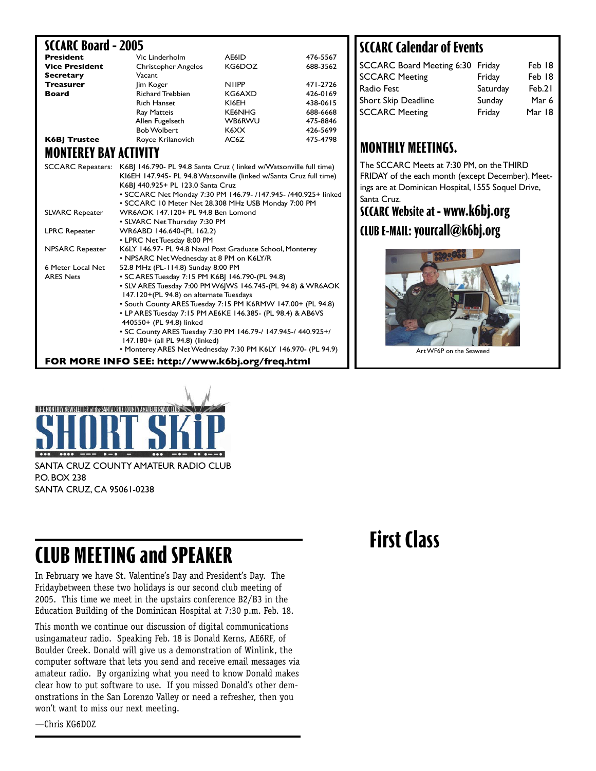## SCCARC Board - 2005

| | | | |
|---|---|---|---|
| **President** | Vic Linderholm | AE6ID | 476-5567 |
| **Vice President** | Christopher Angelos | KG6DOZ | 688-3562 |
| **Secretary** | Vacant | | |
| **Treasurer** | Jim Koger | N1IPP | 471-2726 |
| **Board** | Richard Trebbien | KG6AXD | 426-0169 |
| | Rich Hanset | KI6EH | 438-0615 |
| | Ray Matteis | KE6NHG | 688-6668 |
| | Allen Fugelseth | WB6RWU | 475-8846 |
| | Bob Wolbert | K6XX | 426-5699 |
| **K6BJ Trustee** | Royce Krilanovich | AC6Z | 475-4798 |

## MONTEREY BAY ACTIVITY

| | |
|---|---|
| SCCARC Repeaters: | K6BJ 146.790- PL 94.8 Santa Cruz ( linked w/Watsonville full time) |
| | KI6EH 147.945- PL 94.8 Watsonville (linked w/Santa Cruz full time) |
| | K6BJ 440.925+ PL 123.0 Santa Cruz |
| | • SCCARC Net Monday 7:30 PM 146.79- /147.945- /440.925+ linked |
| | • SCCARC 10 Meter Net 28.308 MHz USB Monday 7:00 PM |
| SLVARC Repeater | WR6AOK 147.120+ PL 94.8 Ben Lomond |
| | • SLVARC Net Thursday 7:30 PM |
| LPRC Repeater | WR6ABD 146.640-(PL 162.2) |
| | • LPRC Net Tuesday 8:00 PM |
| NPSARC Repeater | K6LY 146.97- PL 94.8 Naval Post Graduate School, Monterey |
| | • NPSARC Net Wednesday at 8 PM on K6LY/R |
| 6 Meter Local Net | 52.8 MHz (PL-114.8) Sunday 8:00 PM |
| ARES Nets | • SC ARES Tuesday 7:15 PM K6BJ 146.790-(PL 94.8) |
| | • SLV ARES Tuesday 7:00 PM W6JWS 146.745-(PL 94.8) & WR6AOK 147.120+(PL 94.8) on alternate Tuesdays |
| | • South County ARES Tuesday 7:15 PM K6RMW 147.00+ (PL 94.8) |
| | • LP ARES Tuesday 7:15 PM AE6KE 146.385- (PL 98.4) & AB6VS 440550+ (PL 94.8) linked |
| | • SC County ARES Tuesday 7:30 PM 146.79-/ 147.945-/ 440.925+/ 147.180+ (all PL 94.8) (linked) |
| | • Monterey ARES Net Wednesday 7:30 PM K6LY 146.970- (PL 94.9) |

**FOR MORE INFO SEE: http://www.k6bj.org/freq.html**

## SCCARC Calendar of Events

| | | |
|---|---|---|
| SCCARC Board Meeting 6:30 | Friday | Feb 18 |
| SCCARC Meeting | Friday | Feb 18 |
| Radio Fest | Saturday | Feb.21 |
| Short Skip Deadline | Sunday | Mar 6 |
| SCCARC Meeting | Friday | Mar 18 |

## MONTHLY MEETINGS.

The SCCARC Meets at 7:30 PM, on the THIRD FRIDAY of the each month (except December). Meetings are at Dominican Hospital, 1555 Soquel Drive, Santa Cruz.

### SCCARC Website at - www.k6bj.org

### CLUB E-MAIL: yourcall@k6bj.org

Art WF6P on the Seaweed

THE MONTHLY NEWSLETTER of the SANTA CRUZ COUNTY AMATEUR RADIO CLUB

SHORT SKIP

SANTA CRUZ COUNTY AMATEUR RADIO CLUB
P.O. BOX 238
SANTA CRUZ, CA 95061-0238

First Class

## CLUB MEETING and SPEAKER

In February we have St. Valentine's Day and President's Day. The Fridaybetween these two holidays is our second club meeting of 2005. This time we meet in the upstairs conference B2/B3 in the Education Building of the Dominican Hospital at 7:30 p.m. Feb. 18.

This month we continue our discussion of digital communications usingamateur radio. Speaking Feb. 18 is Donald Kerns, AE6RF, of Boulder Creek. Donald will give us a demonstration of Winlink, the computer software that lets you send and receive email messages via amateur radio. By organizing what you need to know Donald makes clear how to put software to use. If you missed Donald's other demonstrations in the San Lorenzo Valley or need a refresher, then you won't want to miss our next meeting.

—Chris KG6DOZ